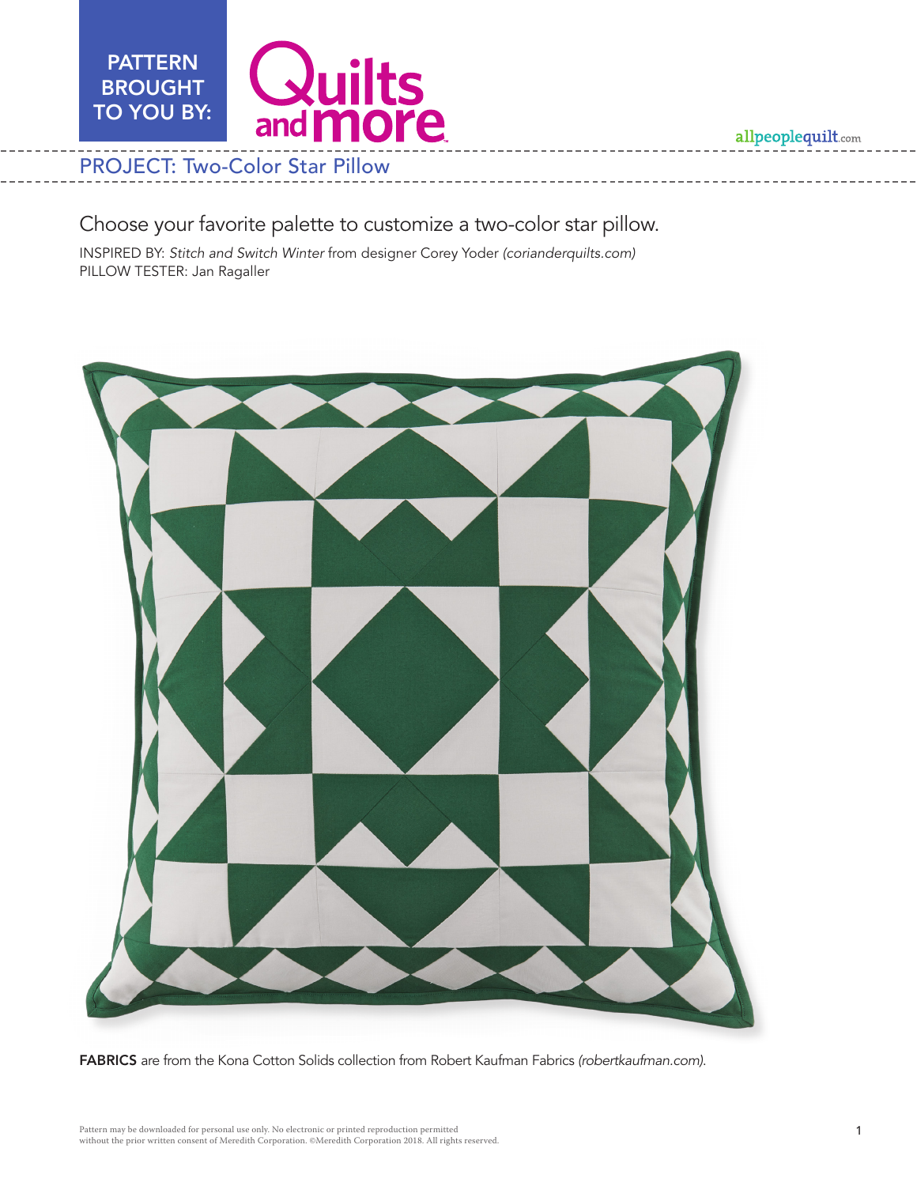PATTERN BROUGHT TO YOU BY: Quilts and more

allpeoplequilt.com

## PROJECT: Two-Color Star Pillow

Choose your favorite palette to customize a two-color star pillow.

INSPIRED BY: *Stitch and Switch Winter* from designer Corey Yoder *(corianderquilts.com)*
PILLOW TESTER: Jan Ragaller

**FABRICS** are from the Kona Cotton Solids collection from Robert Kaufman Fabrics *(robertkaufman.com)*.

Pattern may be downloaded for personal use only. No electronic or printed reproduction permitted without the prior written consent of Meredith Corporation. ©Meredith Corporation 2018. All rights reserved.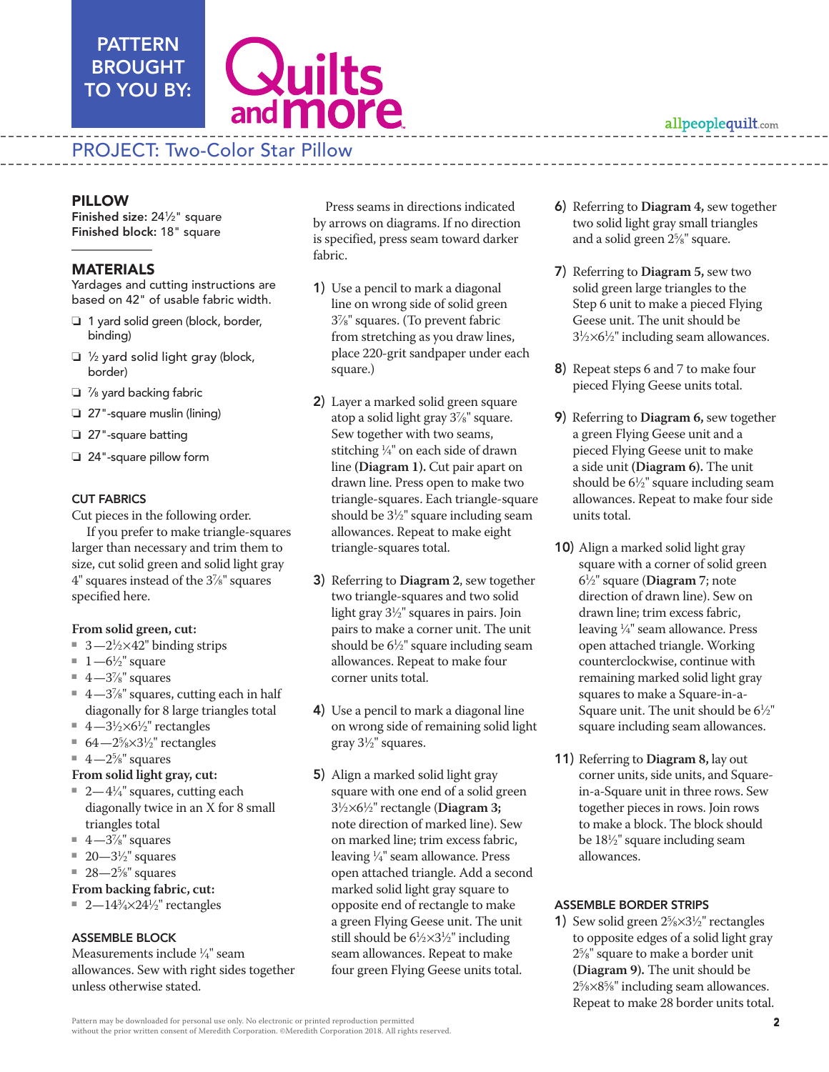## PROJECT: Two-Color Star Pillow

### PILLOW

**Finished size:** 24½" square
**Finished block:** 18" square

### MATERIALS

Yardages and cutting instructions are based on 42" of usable fabric width.

- ❏ 1 yard solid green (block, border, binding)
- ❏ ½ yard solid light gray (block, border)
- ❏ ⅞ yard backing fabric
- ❏ 27"-square muslin (lining)
- ❏ 27"-square batting
- ❏ 24"-square pillow form

### CUT FABRICS

Cut pieces in the following order.

If you prefer to make triangle-squares larger than necessary and trim them to size, cut solid green and solid light gray 4" squares instead of the 3⅞" squares specified here.

**From solid green, cut:**

- 3—2½×42" binding strips
- 1—6½" square
- 4—3⅞" squares
- 4—3⅞" squares, cutting each in half diagonally for 8 large triangles total
- 4—3½×6½" rectangles
- 64—2⅝×3½" rectangles
- 4—2⅝" squares

**From solid light gray, cut:**

- 2—4¼" squares, cutting each diagonally twice in an X for 8 small triangles total
- 4—3⅞" squares
- 20—3½" squares
- 28—2⅝" squares

**From backing fabric, cut:**

- 2—14¾×24½" rectangles

### ASSEMBLE BLOCK

Measurements include ¼" seam allowances. Sew with right sides together unless otherwise stated.

Press seams in directions indicated by arrows on diagrams. If no direction is specified, press seam toward darker fabric.

1) Use a pencil to mark a diagonal line on wrong side of solid green 3⅞" squares. (To prevent fabric from stretching as you draw lines, place 220-grit sandpaper under each square.)

2) Layer a marked solid green square atop a solid light gray 3⅞" square. Sew together with two seams, stitching ¼" on each side of drawn line **(Diagram 1).** Cut pair apart on drawn line. Press open to make two triangle-squares. Each triangle-square should be 3½" square including seam allowances. Repeat to make eight triangle-squares total.

3) Referring to **Diagram 2**, sew together two triangle-squares and two solid light gray 3½" squares in pairs. Join pairs to make a corner unit. The unit should be 6½" square including seam allowances. Repeat to make four corner units total.

4) Use a pencil to mark a diagonal line on wrong side of remaining solid light gray 3½" squares.

5) Align a marked solid light gray square with one end of a solid green 3½×6½" rectangle (**Diagram 3;** note direction of marked line). Sew on marked line; trim excess fabric, leaving ¼" seam allowance. Press open attached triangle. Add a second marked solid light gray square to opposite end of rectangle to make a green Flying Geese unit. The unit still should be 6½×3½" including seam allowances. Repeat to make four green Flying Geese units total.

6) Referring to **Diagram 4,** sew together two solid light gray small triangles and a solid green 2⅝" square.

7) Referring to **Diagram 5,** sew two solid green large triangles to the Step 6 unit to make a pieced Flying Geese unit. The unit should be 3½×6½" including seam allowances.

8) Repeat steps 6 and 7 to make four pieced Flying Geese units total.

9) Referring to **Diagram 6,** sew together a green Flying Geese unit and a pieced Flying Geese unit to make a side unit **(Diagram 6).** The unit should be 6½" square including seam allowances. Repeat to make four side units total.

10) Align a marked solid light gray square with a corner of solid green 6½" square (**Diagram 7**; note direction of drawn line). Sew on drawn line; trim excess fabric, leaving ¼" seam allowance. Press open attached triangle. Working counterclockwise, continue with remaining marked solid light gray squares to make a Square-in-a-Square unit. The unit should be 6½" square including seam allowances.

11) Referring to **Diagram 8,** lay out corner units, side units, and Square-in-a-Square unit in three rows. Sew together pieces in rows. Join rows to make a block. The block should be 18½" square including seam allowances.

### ASSEMBLE BORDER STRIPS

1) Sew solid green 2⅝×3½" rectangles to opposite edges of a solid light gray 2⅝" square to make a border unit **(Diagram 9).** The unit should be 2⅝×8⅝" including seam allowances. Repeat to make 28 border units total.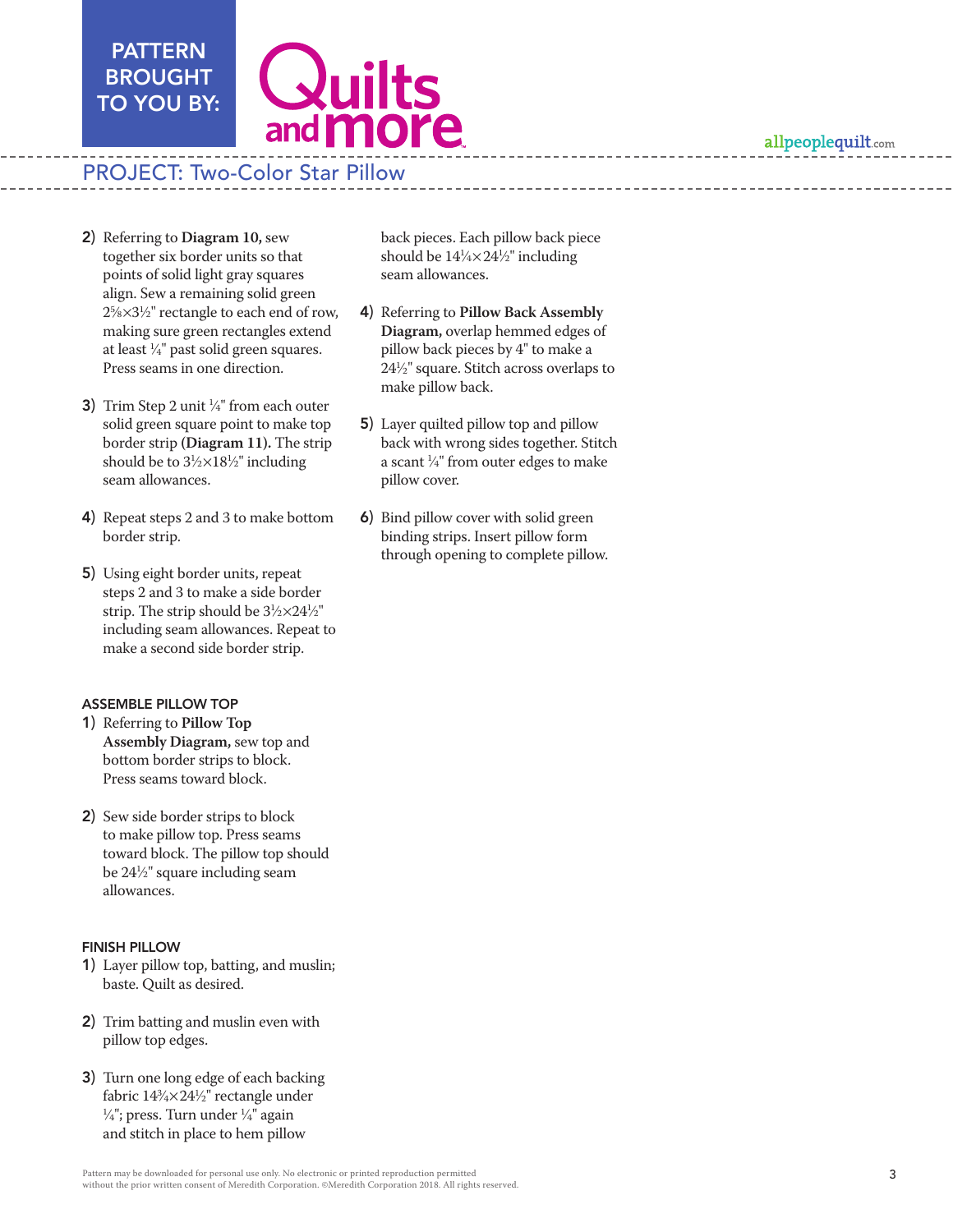2) Referring to **Diagram 10,** sew together six border units so that points of solid light gray squares align. Sew a remaining solid green 2⅝×3½" rectangle to each end of row, making sure green rectangles extend at least ¼" past solid green squares. Press seams in one direction.

3) Trim Step 2 unit ¼" from each outer solid green square point to make top border strip **(Diagram 11).** The strip should be to 3½×18½" including seam allowances.

4) Repeat steps 2 and 3 to make bottom border strip.

5) Using eight border units, repeat steps 2 and 3 to make a side border strip. The strip should be 3½×24½" including seam allowances. Repeat to make a second side border strip.

### ASSEMBLE PILLOW TOP

1) Referring to **Pillow Top Assembly Diagram,** sew top and bottom border strips to block. Press seams toward block.

2) Sew side border strips to block to make pillow top. Press seams toward block. The pillow top should be 24½" square including seam allowances.

### FINISH PILLOW

1) Layer pillow top, batting, and muslin; baste. Quilt as desired.

2) Trim batting and muslin even with pillow top edges.

3) Turn one long edge of each backing fabric 14¾×24½" rectangle under ¼"; press. Turn under ¼" again and stitch in place to hem pillow back pieces. Each pillow back piece should be 14¼×24½" including seam allowances.

4) Referring to **Pillow Back Assembly Diagram,** overlap hemmed edges of pillow back pieces by 4" to make a 24½" square. Stitch across overlaps to make pillow back.

5) Layer quilted pillow top and pillow back with wrong sides together. Stitch a scant ¼" from outer edges to make pillow cover.

6) Bind pillow cover with solid green binding strips. Insert pillow form through opening to complete pillow.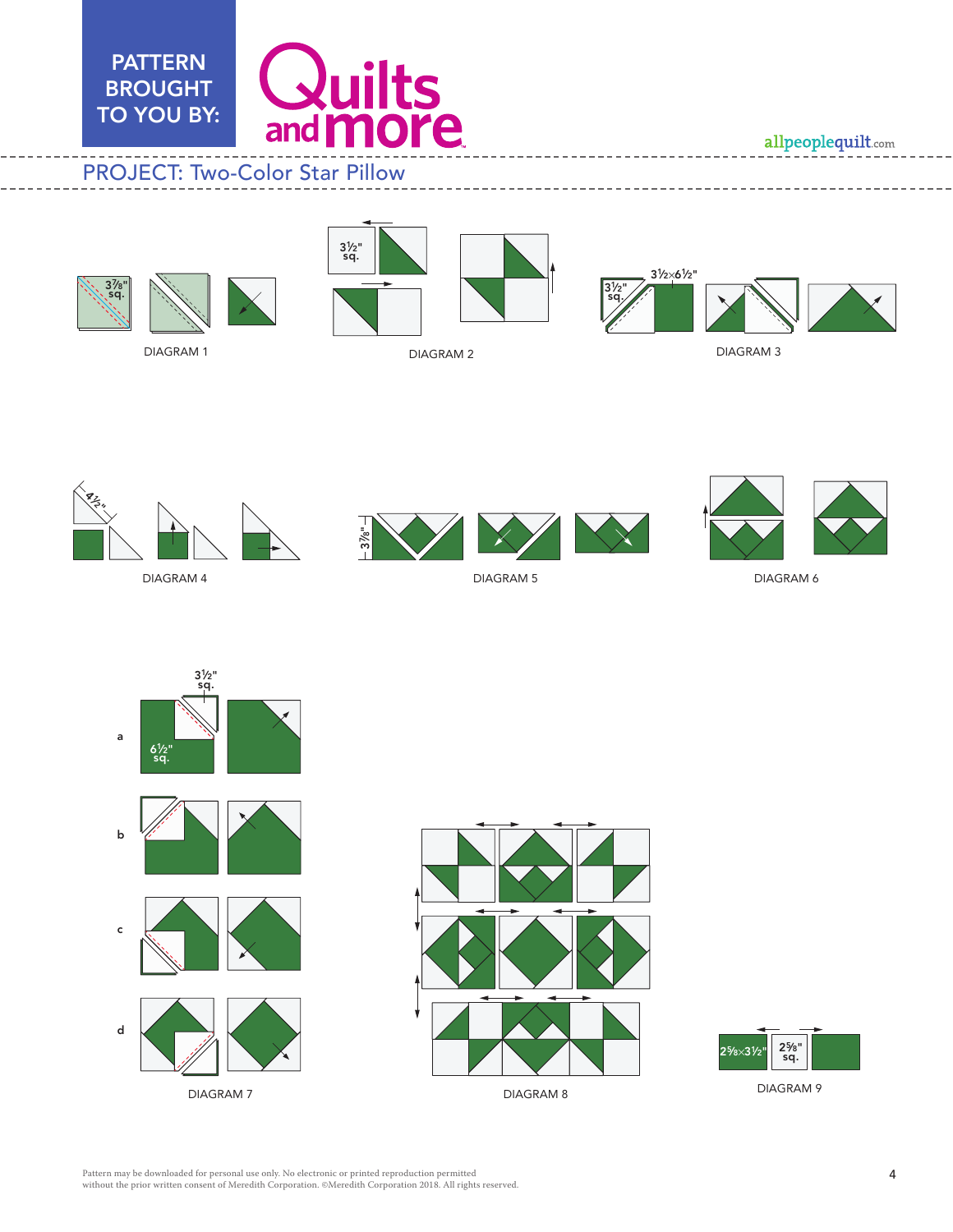PATTERN BROUGHT TO YOU BY: Quilts and more

allpeoplequilt.com

## PROJECT: Two-Color Star Pillow

3⅞" sq.

DIAGRAM 1

3½" sq.

DIAGRAM 2

3½" sq. 3½×6½"

DIAGRAM 3

4½"

DIAGRAM 4

3⅞"

DIAGRAM 5

DIAGRAM 6

a 3½" sq. 6½" sq.

b

c

d

DIAGRAM 7

DIAGRAM 8

2⅝×3½" 2⅝" sq.

DIAGRAM 9

Pattern may be downloaded for personal use only. No electronic or printed reproduction permitted without the prior written consent of Meredith Corporation. ©Meredith Corporation 2018. All rights reserved.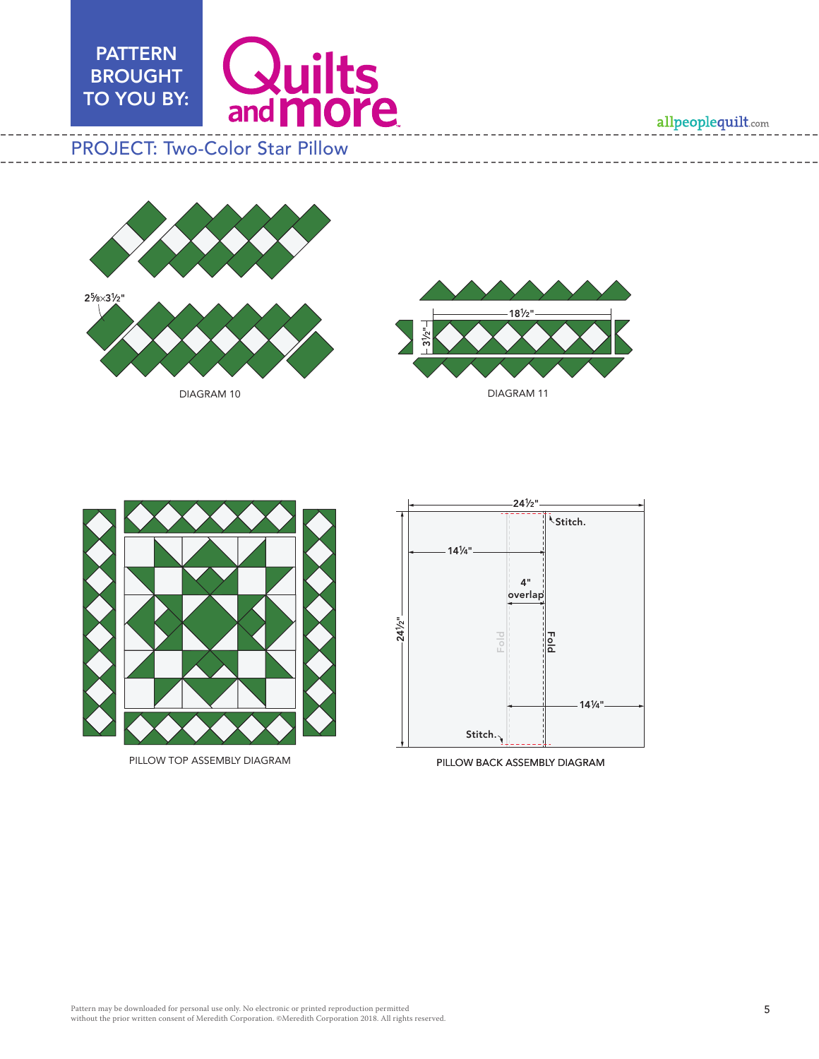PROJECT: Two-Color Star Pillow

2⅝×3½"

DIAGRAM 10

18½"

3½"

DIAGRAM 11

PILLOW TOP ASSEMBLY DIAGRAM

24½"

Stitch.

14¼"

4" overlap

24½"

Fold

Fold

14¼"

Stitch.

PILLOW BACK ASSEMBLY DIAGRAM

Pattern may be downloaded for personal use only. No electronic or printed reproduction permitted without the prior written consent of Meredith Corporation. ©Meredith Corporation 2018. All rights reserved.